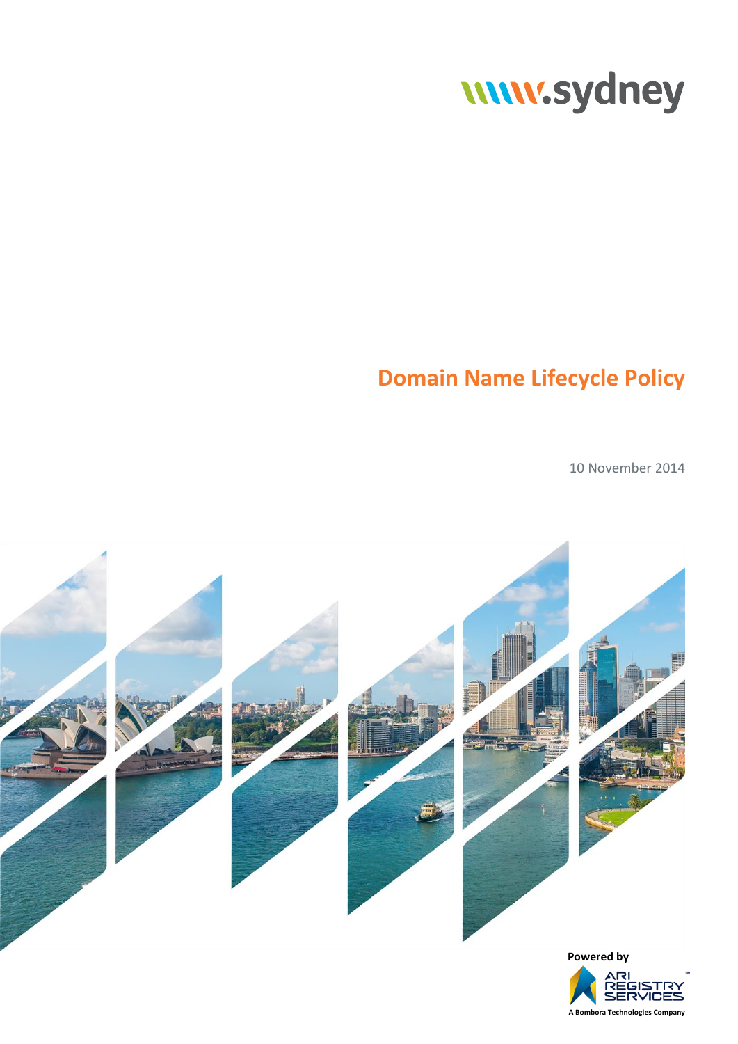# Domain Name Lifecycle Policy

10 November 2014

Powered by

ARI REGISTRY SERVICES

A Bombora Technologies Company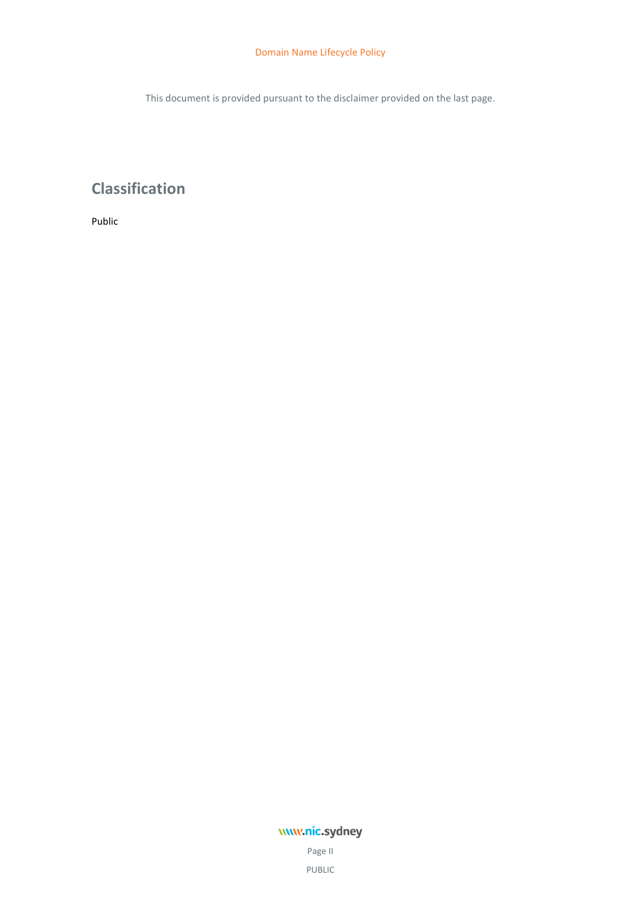This document is provided pursuant to the disclaimer provided on the last page.

## Classification

Public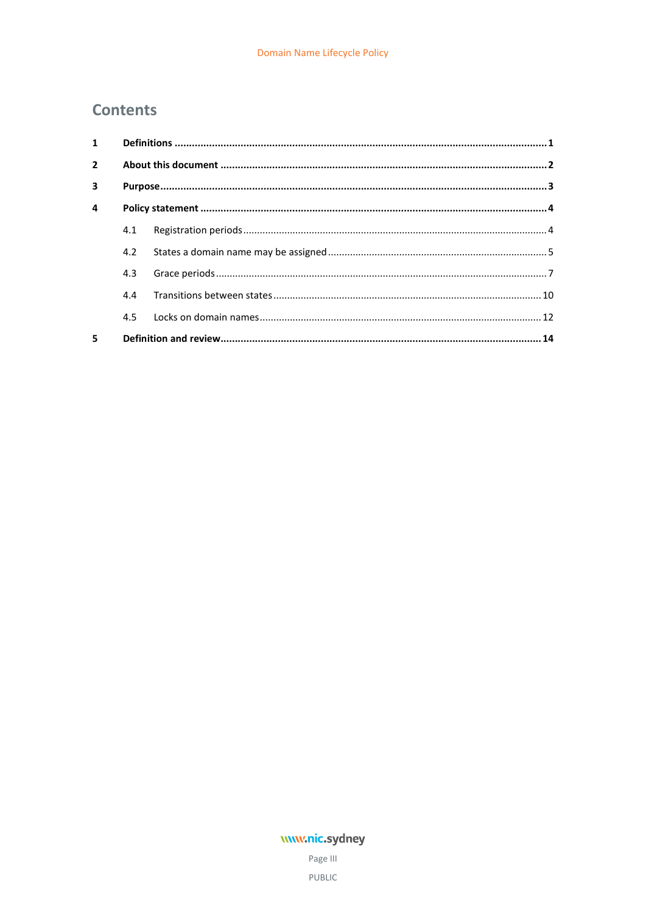# Contents

| | | |
|---|---|---|
| **1** | **Definitions** | **1** |
| **2** | **About this document** | **2** |
| **3** | **Purpose** | **3** |
| **4** | **Policy statement** | **4** |
| 4.1 | Registration periods | 4 |
| 4.2 | States a domain name may be assigned | 5 |
| 4.3 | Grace periods | 7 |
| 4.4 | Transitions between states | 10 |
| 4.5 | Locks on domain names | 12 |
| **5** | **Definition and review** | **14** |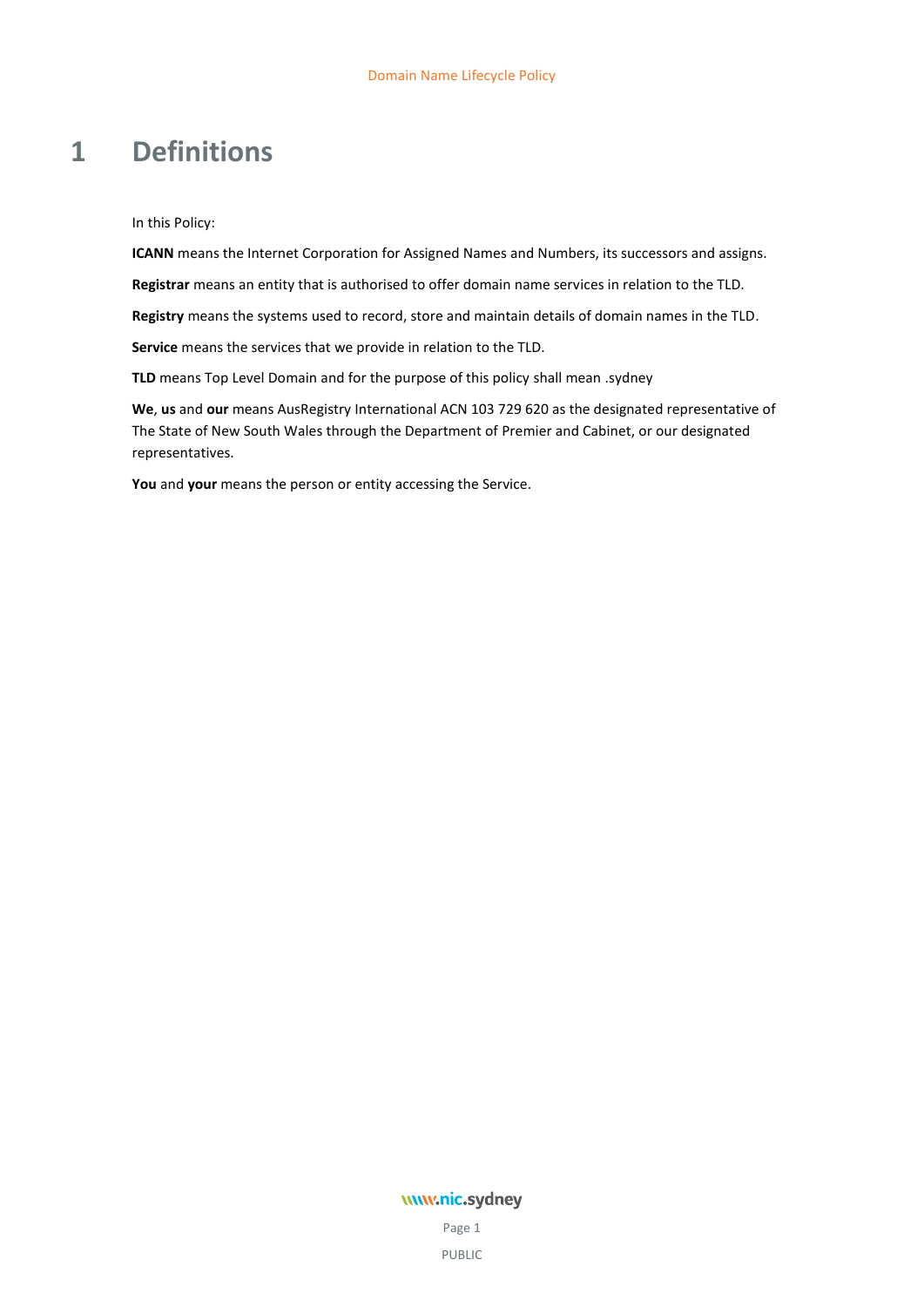# 1 Definitions

In this Policy:

**ICANN** means the Internet Corporation for Assigned Names and Numbers, its successors and assigns.

**Registrar** means an entity that is authorised to offer domain name services in relation to the TLD.

**Registry** means the systems used to record, store and maintain details of domain names in the TLD.

**Service** means the services that we provide in relation to the TLD.

**TLD** means Top Level Domain and for the purpose of this policy shall mean .sydney

**We**, **us** and **our** means AusRegistry International ACN 103 729 620 as the designated representative of The State of New South Wales through the Department of Premier and Cabinet, or our designated representatives.

**You** and **your** means the person or entity accessing the Service.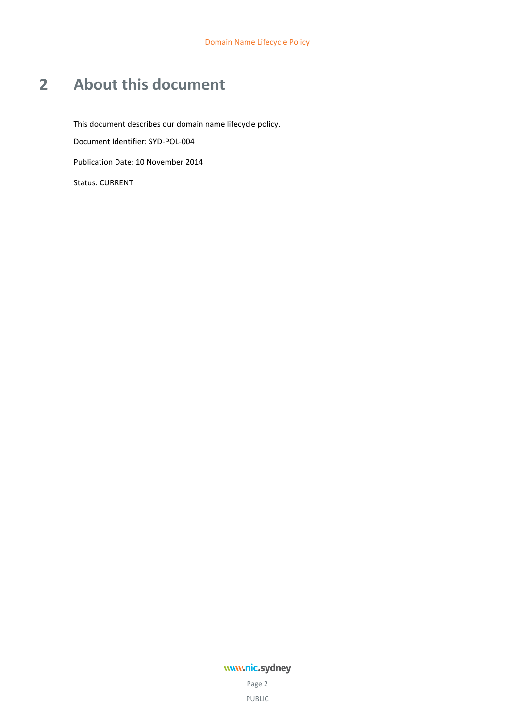# 2 About this document

This document describes our domain name lifecycle policy.

Document Identifier: SYD-POL-004

Publication Date: 10 November 2014

Status: CURRENT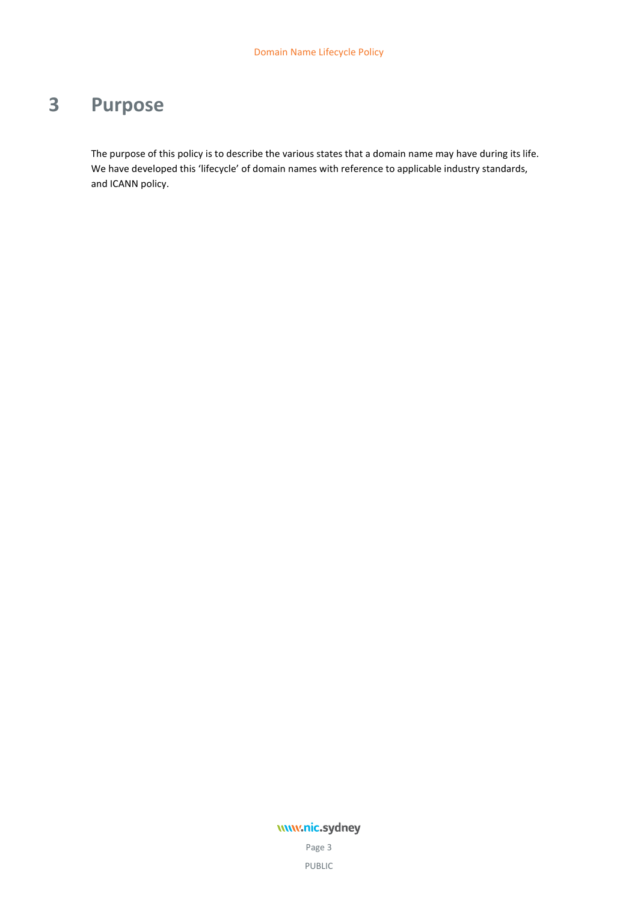# 3 Purpose

The purpose of this policy is to describe the various states that a domain name may have during its life. We have developed this 'lifecycle' of domain names with reference to applicable industry standards, and ICANN policy.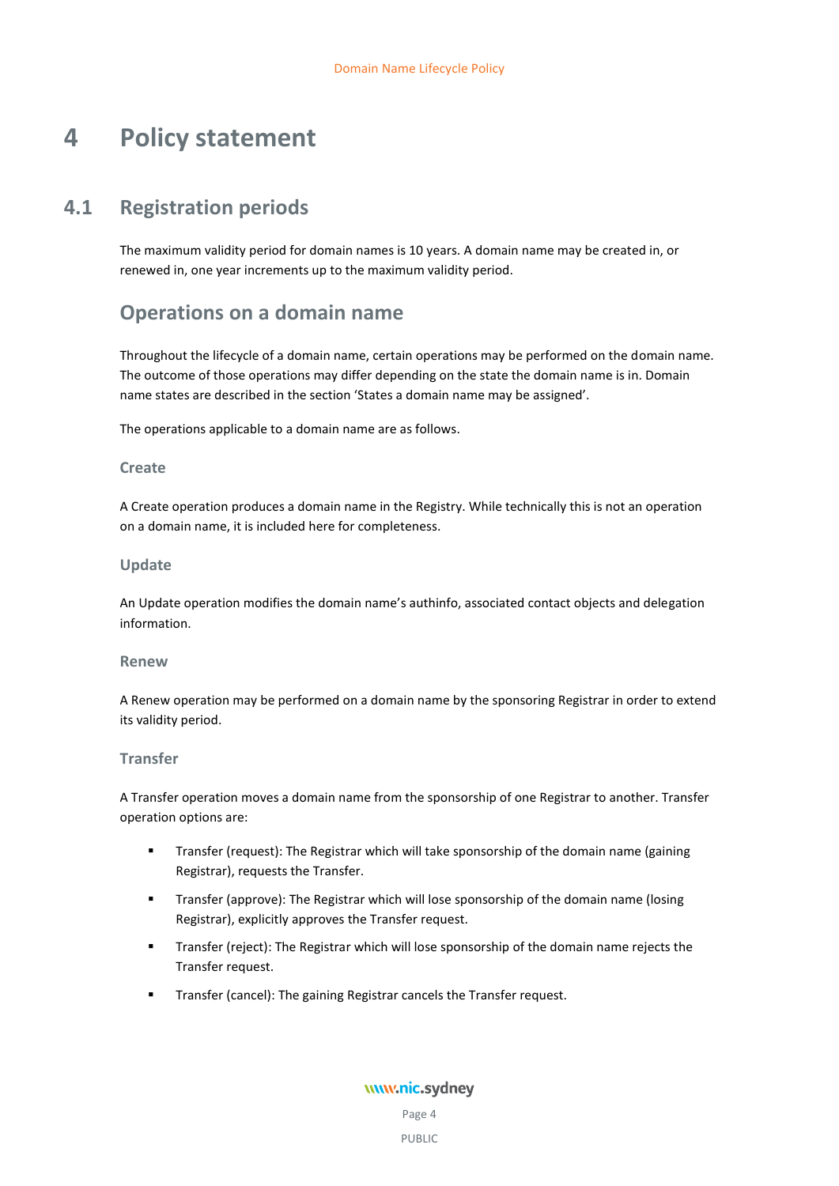# 4 Policy statement

## 4.1 Registration periods

The maximum validity period for domain names is 10 years. A domain name may be created in, or renewed in, one year increments up to the maximum validity period.

## Operations on a domain name

Throughout the lifecycle of a domain name, certain operations may be performed on the domain name. The outcome of those operations may differ depending on the state the domain name is in. Domain name states are described in the section 'States a domain name may be assigned'.

The operations applicable to a domain name are as follows.

### Create

A Create operation produces a domain name in the Registry. While technically this is not an operation on a domain name, it is included here for completeness.

### Update

An Update operation modifies the domain name's authinfo, associated contact objects and delegation information.

### Renew

A Renew operation may be performed on a domain name by the sponsoring Registrar in order to extend its validity period.

### Transfer

A Transfer operation moves a domain name from the sponsorship of one Registrar to another. Transfer operation options are:

- Transfer (request): The Registrar which will take sponsorship of the domain name (gaining Registrar), requests the Transfer.
- Transfer (approve): The Registrar which will lose sponsorship of the domain name (losing Registrar), explicitly approves the Transfer request.
- Transfer (reject): The Registrar which will lose sponsorship of the domain name rejects the Transfer request.
- Transfer (cancel): The gaining Registrar cancels the Transfer request.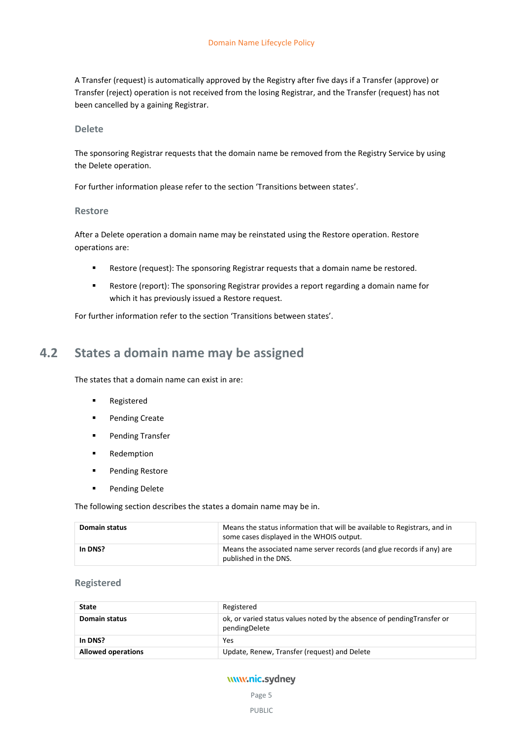A Transfer (request) is automatically approved by the Registry after five days if a Transfer (approve) or Transfer (reject) operation is not received from the losing Registrar, and the Transfer (request) has not been cancelled by a gaining Registrar.

### Delete

The sponsoring Registrar requests that the domain name be removed from the Registry Service by using the Delete operation.

For further information please refer to the section 'Transitions between states'.

### Restore

After a Delete operation a domain name may be reinstated using the Restore operation. Restore operations are:

- Restore (request): The sponsoring Registrar requests that a domain name be restored.
- Restore (report): The sponsoring Registrar provides a report regarding a domain name for which it has previously issued a Restore request.

For further information refer to the section 'Transitions between states'.

## 4.2 States a domain name may be assigned

The states that a domain name can exist in are:

- Registered
- Pending Create
- Pending Transfer
- Redemption
- Pending Restore
- Pending Delete

The following section describes the states a domain name may be in.

| | |
|---|---|
| **Domain status** | Means the status information that will be available to Registrars, and in some cases displayed in the WHOIS output. |
| **In DNS?** | Means the associated name server records (and glue records if any) are published in the DNS. |

### Registered

| | |
|---|---|
| **State** | Registered |
| **Domain status** | ok, or varied status values noted by the absence of pendingTransfer or pendingDelete |
| **In DNS?** | Yes |
| **Allowed operations** | Update, Renew, Transfer (request) and Delete |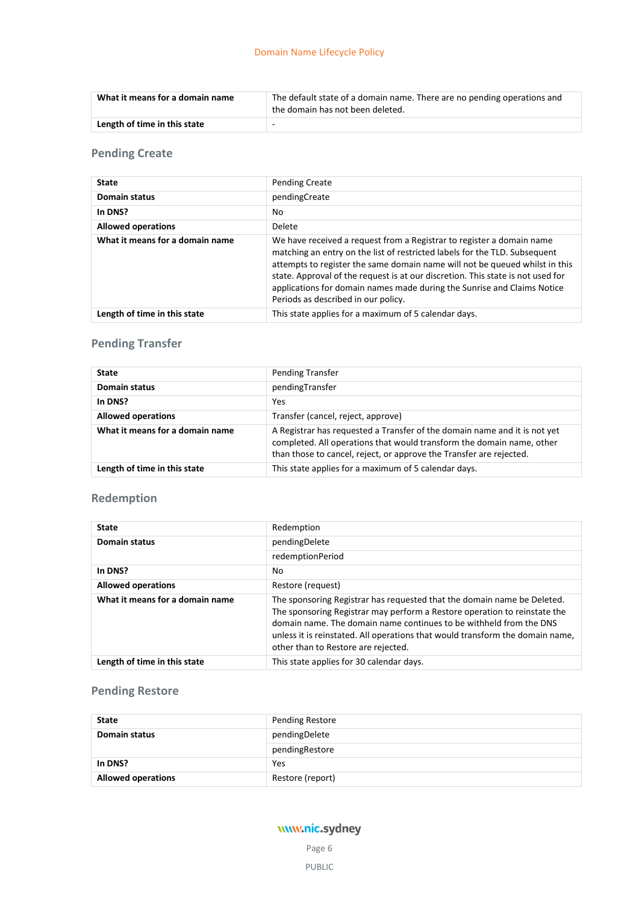| What it means for a domain name | The default state of a domain name. There are no pending operations and the domain has not been deleted. |
|---|---|
| Length of time in this state | - |

## Pending Create

| State | Pending Create |
|---|---|
| Domain status | pendingCreate |
| In DNS? | No |
| Allowed operations | Delete |
| What it means for a domain name | We have received a request from a Registrar to register a domain name matching an entry on the list of restricted labels for the TLD. Subsequent attempts to register the same domain name will not be queued whilst in this state. Approval of the request is at our discretion. This state is not used for applications for domain names made during the Sunrise and Claims Notice Periods as described in our policy. |
| Length of time in this state | This state applies for a maximum of 5 calendar days. |

## Pending Transfer

| State | Pending Transfer |
|---|---|
| Domain status | pendingTransfer |
| In DNS? | Yes |
| Allowed operations | Transfer (cancel, reject, approve) |
| What it means for a domain name | A Registrar has requested a Transfer of the domain name and it is not yet completed. All operations that would transform the domain name, other than those to cancel, reject, or approve the Transfer are rejected. |
| Length of time in this state | This state applies for a maximum of 5 calendar days. |

## Redemption

| State | Redemption |
|---|---|
| Domain status | pendingDelete |
| | redemptionPeriod |
| In DNS? | No |
| Allowed operations | Restore (request) |
| What it means for a domain name | The sponsoring Registrar has requested that the domain name be Deleted. The sponsoring Registrar may perform a Restore operation to reinstate the domain name. The domain name continues to be withheld from the DNS unless it is reinstated. All operations that would transform the domain name, other than to Restore are rejected. |
| Length of time in this state | This state applies for 30 calendar days. |

## Pending Restore

| State | Pending Restore |
|---|---|
| Domain status | pendingDelete |
| | pendingRestore |
| In DNS? | Yes |
| Allowed operations | Restore (report) |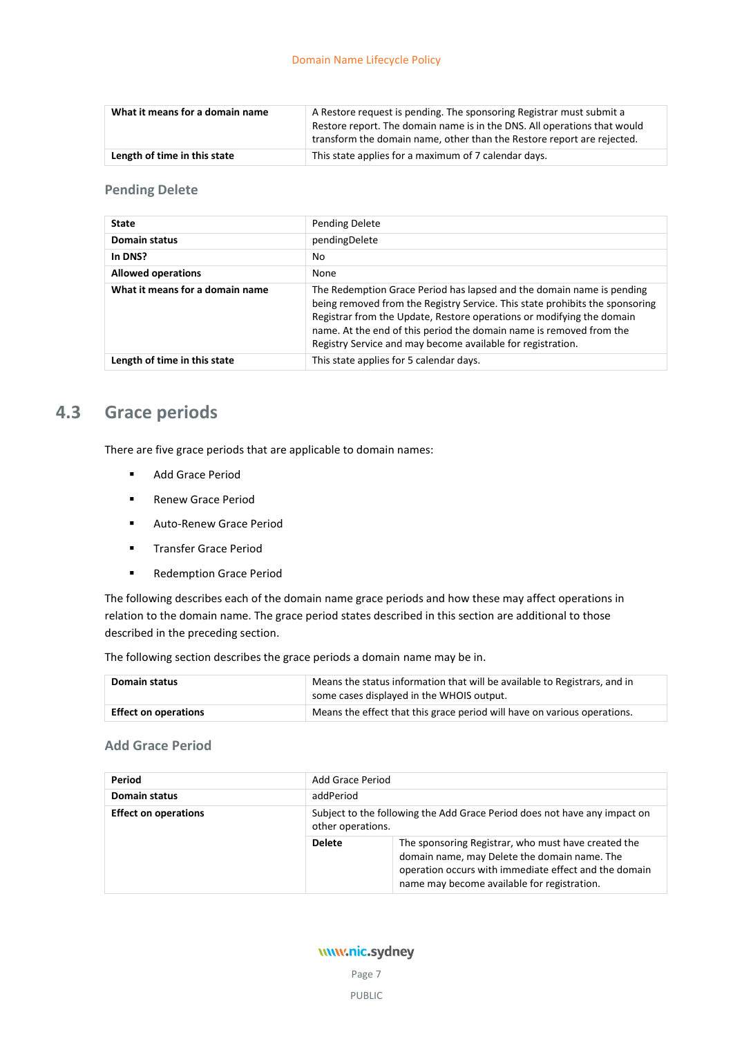| | |
|---|---|
| **What it means for a domain name** | A Restore request is pending. The sponsoring Registrar must submit a Restore report. The domain name is in the DNS. All operations that would transform the domain name, other than the Restore report are rejected. |
| **Length of time in this state** | This state applies for a maximum of 7 calendar days. |

### Pending Delete

| | |
|---|---|
| **State** | Pending Delete |
| **Domain status** | pendingDelete |
| **In DNS?** | No |
| **Allowed operations** | None |
| **What it means for a domain name** | The Redemption Grace Period has lapsed and the domain name is pending being removed from the Registry Service. This state prohibits the sponsoring Registrar from the Update, Restore operations or modifying the domain name. At the end of this period the domain name is removed from the Registry Service and may become available for registration. |
| **Length of time in this state** | This state applies for 5 calendar days. |

## 4.3 Grace periods

There are five grace periods that are applicable to domain names:

- Add Grace Period
- Renew Grace Period
- Auto-Renew Grace Period
- Transfer Grace Period
- Redemption Grace Period

The following describes each of the domain name grace periods and how these may affect operations in relation to the domain name. The grace period states described in this section are additional to those described in the preceding section.

The following section describes the grace periods a domain name may be in.

| | |
|---|---|
| **Domain status** | Means the status information that will be available to Registrars, and in some cases displayed in the WHOIS output. |
| **Effect on operations** | Means the effect that this grace period will have on various operations. |

### Add Grace Period

| | | |
|---|---|---|
| **Period** | Add Grace Period | |
| **Domain status** | addPeriod | |
| **Effect on operations** | Subject to the following the Add Grace Period does not have any impact on other operations. | |
| | **Delete** | The sponsoring Registrar, who must have created the domain name, may Delete the domain name. The operation occurs with immediate effect and the domain name may become available for registration. |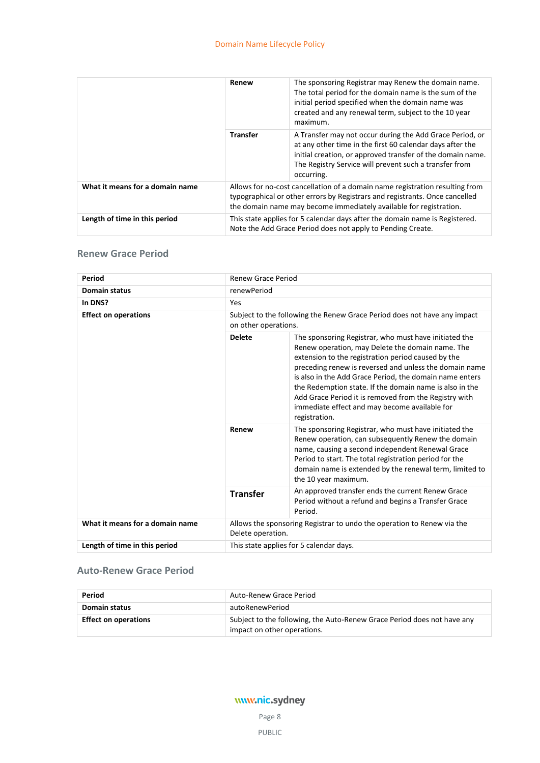| | | |
|---|---|---|
| | **Renew** | The sponsoring Registrar may Renew the domain name. The total period for the domain name is the sum of the initial period specified when the domain name was created and any renewal term, subject to the 10 year maximum. |
| | **Transfer** | A Transfer may not occur during the Add Grace Period, or at any other time in the first 60 calendar days after the initial creation, or approved transfer of the domain name. The Registry Service will prevent such a transfer from occurring. |
| **What it means for a domain name** | Allows for no-cost cancellation of a domain name registration resulting from typographical or other errors by Registrars and registrants. Once cancelled the domain name may become immediately available for registration. | |
| **Length of time in this period** | This state applies for 5 calendar days after the domain name is Registered. Note the Add Grace Period does not apply to Pending Create. | |

### Renew Grace Period

| | | |
|---|---|---|
| **Period** | Renew Grace Period | |
| **Domain status** | renewPeriod | |
| **In DNS?** | Yes | |
| **Effect on operations** | Subject to the following the Renew Grace Period does not have any impact on other operations. | |
| | **Delete** | The sponsoring Registrar, who must have initiated the Renew operation, may Delete the domain name. The extension to the registration period caused by the preceding renew is reversed and unless the domain name is also in the Add Grace Period, the domain name enters the Redemption state. If the domain name is also in the Add Grace Period it is removed from the Registry with immediate effect and may become available for registration. |
| | **Renew** | The sponsoring Registrar, who must have initiated the Renew operation, can subsequently Renew the domain name, causing a second independent Renewal Grace Period to start. The total registration period for the domain name is extended by the renewal term, limited to the 10 year maximum. |
| | **Transfer** | An approved transfer ends the current Renew Grace Period without a refund and begins a Transfer Grace Period. |
| **What it means for a domain name** | Allows the sponsoring Registrar to undo the operation to Renew via the Delete operation. | |
| **Length of time in this period** | This state applies for 5 calendar days. | |

### Auto-Renew Grace Period

| | |
|---|---|
| **Period** | Auto-Renew Grace Period |
| **Domain status** | autoRenewPeriod |
| **Effect on operations** | Subject to the following, the Auto-Renew Grace Period does not have any impact on other operations. |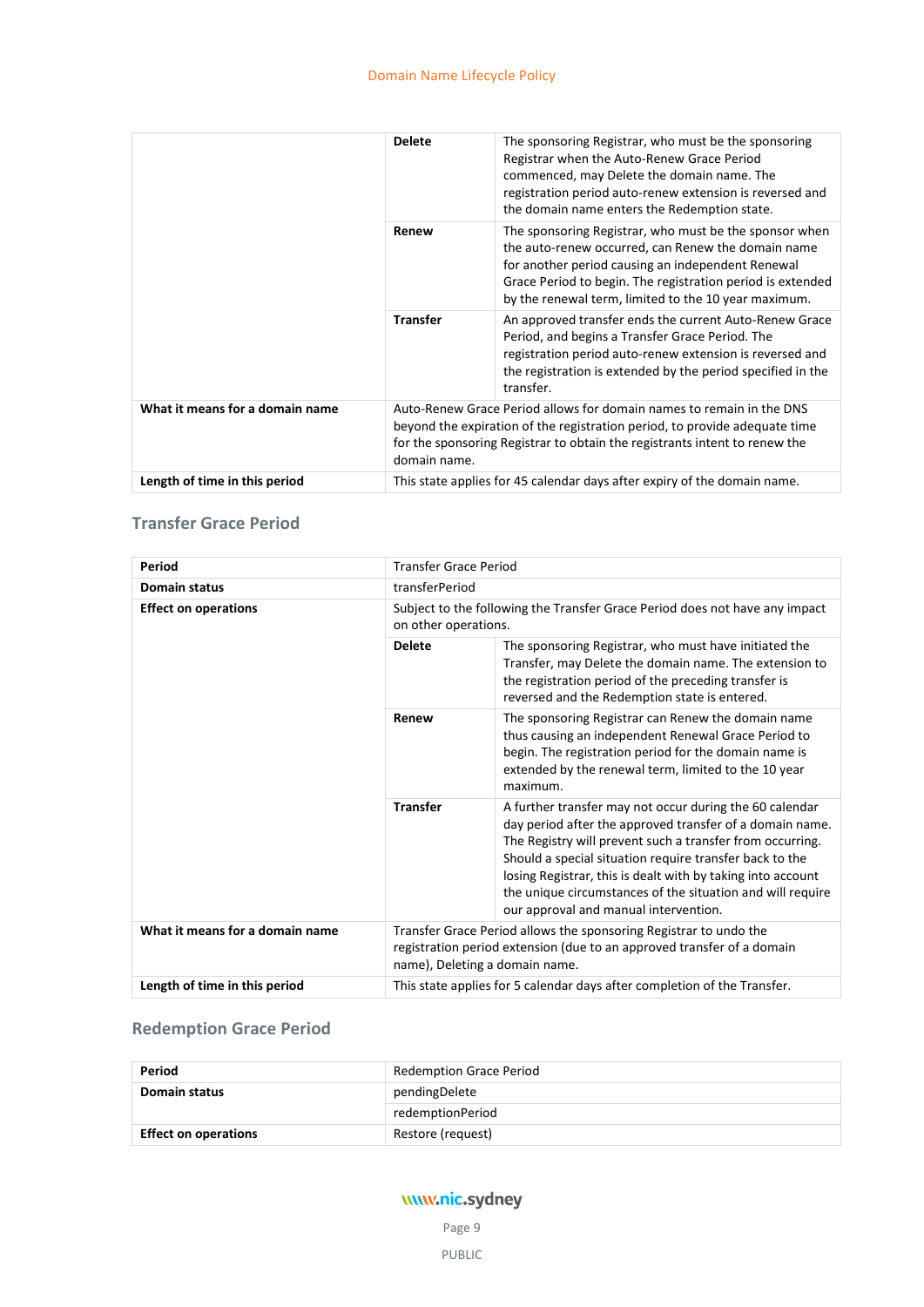| | | |
|---|---|---|
| | **Delete** | The sponsoring Registrar, who must be the sponsoring Registrar when the Auto-Renew Grace Period commenced, may Delete the domain name. The registration period auto-renew extension is reversed and the domain name enters the Redemption state. |
| | **Renew** | The sponsoring Registrar, who must be the sponsor when the auto-renew occurred, can Renew the domain name for another period causing an independent Renewal Grace Period to begin. The registration period is extended by the renewal term, limited to the 10 year maximum. |
| | **Transfer** | An approved transfer ends the current Auto-Renew Grace Period, and begins a Transfer Grace Period. The registration period auto-renew extension is reversed and the registration is extended by the period specified in the transfer. |
| **What it means for a domain name** | Auto-Renew Grace Period allows for domain names to remain in the DNS beyond the expiration of the registration period, to provide adequate time for the sponsoring Registrar to obtain the registrants intent to renew the domain name. | |
| **Length of time in this period** | This state applies for 45 calendar days after expiry of the domain name. | |

### Transfer Grace Period

| **Period** | Transfer Grace Period | |
|---|---|---|
| **Domain status** | transferPeriod | |
| **Effect on operations** | Subject to the following the Transfer Grace Period does not have any impact on other operations. | |
| | **Delete** | The sponsoring Registrar, who must have initiated the Transfer, may Delete the domain name. The extension to the registration period of the preceding transfer is reversed and the Redemption state is entered. |
| | **Renew** | The sponsoring Registrar can Renew the domain name thus causing an independent Renewal Grace Period to begin. The registration period for the domain name is extended by the renewal term, limited to the 10 year maximum. |
| | **Transfer** | A further transfer may not occur during the 60 calendar day period after the approved transfer of a domain name. The Registry will prevent such a transfer from occurring. Should a special situation require transfer back to the losing Registrar, this is dealt with by taking into account the unique circumstances of the situation and will require our approval and manual intervention. |
| **What it means for a domain name** | Transfer Grace Period allows the sponsoring Registrar to undo the registration period extension (due to an approved transfer of a domain name), Deleting a domain name. | |
| **Length of time in this period** | This state applies for 5 calendar days after completion of the Transfer. | |

### Redemption Grace Period

| **Period** | Redemption Grace Period |
|---|---|
| **Domain status** | pendingDelete |
| | redemptionPeriod |
| **Effect on operations** | Restore (request) |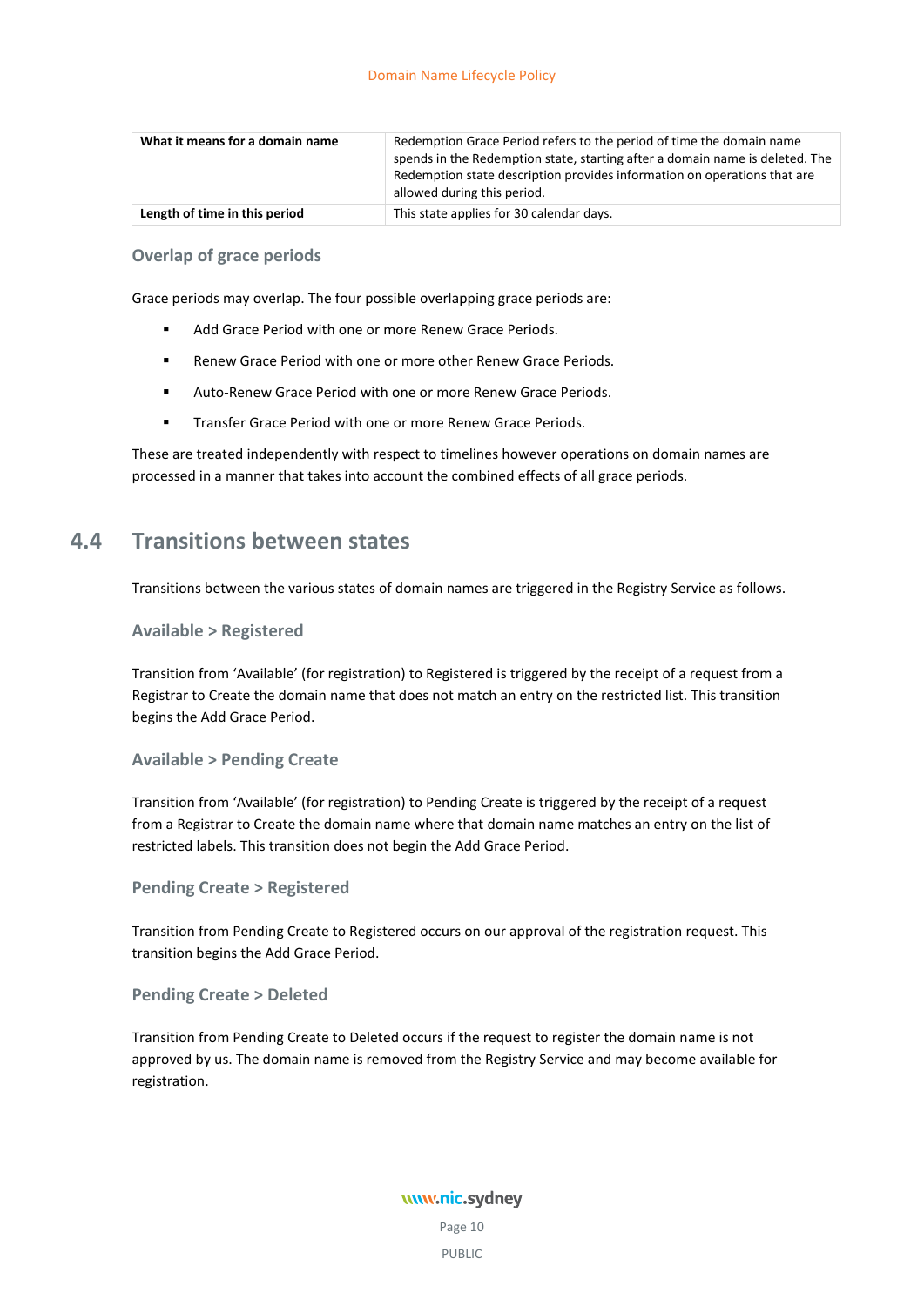| What it means for a domain name | Redemption Grace Period refers to the period of time the domain name spends in the Redemption state, starting after a domain name is deleted. The Redemption state description provides information on operations that are allowed during this period. |
| --- | --- |
| Length of time in this period | This state applies for 30 calendar days. |

### Overlap of grace periods

Grace periods may overlap. The four possible overlapping grace periods are:

- Add Grace Period with one or more Renew Grace Periods.
- Renew Grace Period with one or more other Renew Grace Periods.
- Auto-Renew Grace Period with one or more Renew Grace Periods.
- Transfer Grace Period with one or more Renew Grace Periods.

These are treated independently with respect to timelines however operations on domain names are processed in a manner that takes into account the combined effects of all grace periods.

## 4.4 Transitions between states

Transitions between the various states of domain names are triggered in the Registry Service as follows.

### Available > Registered

Transition from 'Available' (for registration) to Registered is triggered by the receipt of a request from a Registrar to Create the domain name that does not match an entry on the restricted list. This transition begins the Add Grace Period.

### Available > Pending Create

Transition from 'Available' (for registration) to Pending Create is triggered by the receipt of a request from a Registrar to Create the domain name where that domain name matches an entry on the list of restricted labels. This transition does not begin the Add Grace Period.

### Pending Create > Registered

Transition from Pending Create to Registered occurs on our approval of the registration request. This transition begins the Add Grace Period.

### Pending Create > Deleted

Transition from Pending Create to Deleted occurs if the request to register the domain name is not approved by us. The domain name is removed from the Registry Service and may become available for registration.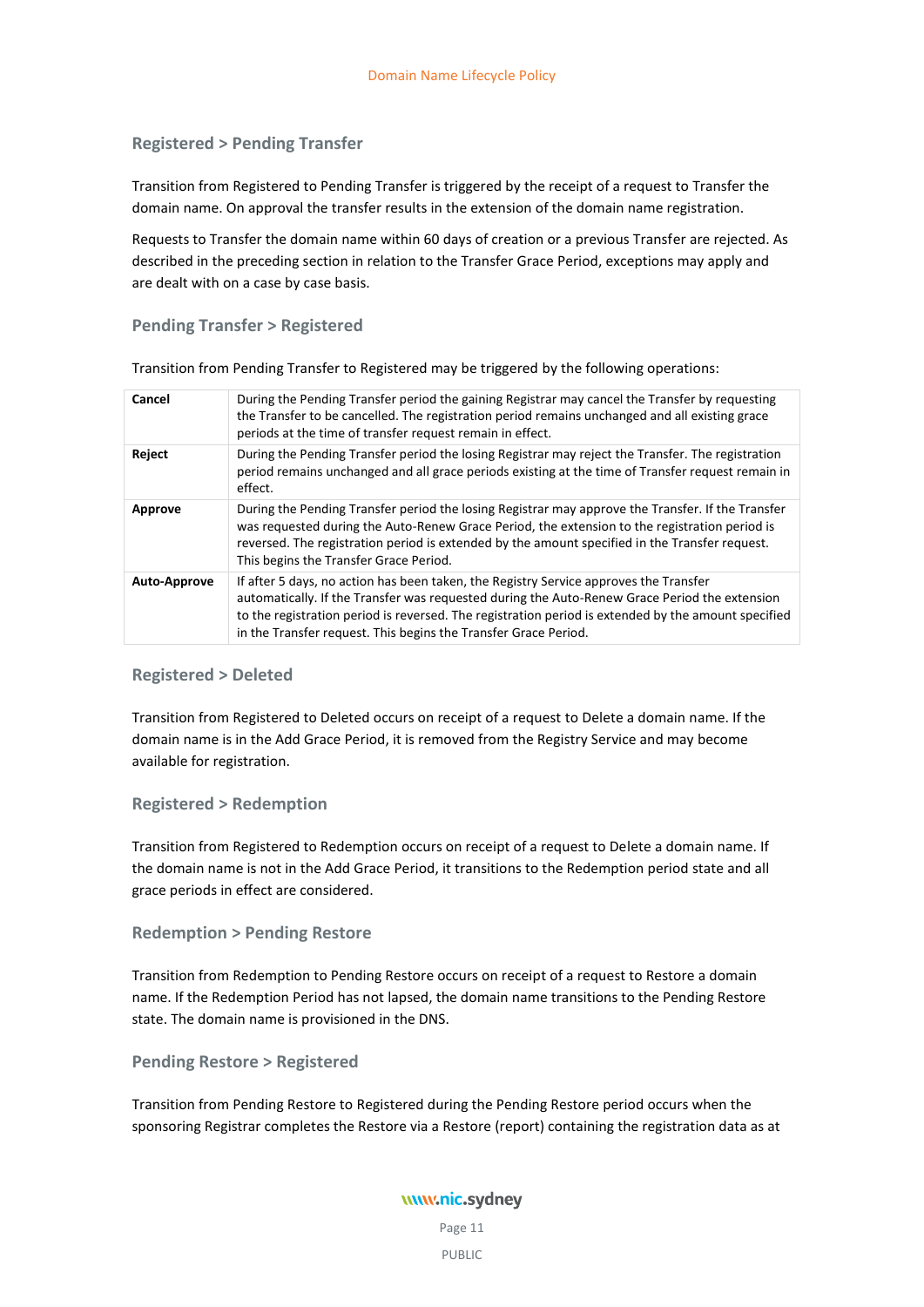### Registered > Pending Transfer

Transition from Registered to Pending Transfer is triggered by the receipt of a request to Transfer the domain name. On approval the transfer results in the extension of the domain name registration.

Requests to Transfer the domain name within 60 days of creation or a previous Transfer are rejected. As described in the preceding section in relation to the Transfer Grace Period, exceptions may apply and are dealt with on a case by case basis.

### Pending Transfer > Registered

Transition from Pending Transfer to Registered may be triggered by the following operations:

| | |
|---|---|
| **Cancel** | During the Pending Transfer period the gaining Registrar may cancel the Transfer by requesting the Transfer to be cancelled. The registration period remains unchanged and all existing grace periods at the time of transfer request remain in effect. |
| **Reject** | During the Pending Transfer period the losing Registrar may reject the Transfer. The registration period remains unchanged and all grace periods existing at the time of Transfer request remain in effect. |
| **Approve** | During the Pending Transfer period the losing Registrar may approve the Transfer. If the Transfer was requested during the Auto-Renew Grace Period, the extension to the registration period is reversed. The registration period is extended by the amount specified in the Transfer request. This begins the Transfer Grace Period. |
| **Auto-Approve** | If after 5 days, no action has been taken, the Registry Service approves the Transfer automatically. If the Transfer was requested during the Auto-Renew Grace Period the extension to the registration period is reversed. The registration period is extended by the amount specified in the Transfer request. This begins the Transfer Grace Period. |

### Registered > Deleted

Transition from Registered to Deleted occurs on receipt of a request to Delete a domain name. If the domain name is in the Add Grace Period, it is removed from the Registry Service and may become available for registration.

### Registered > Redemption

Transition from Registered to Redemption occurs on receipt of a request to Delete a domain name. If the domain name is not in the Add Grace Period, it transitions to the Redemption period state and all grace periods in effect are considered.

### Redemption > Pending Restore

Transition from Redemption to Pending Restore occurs on receipt of a request to Restore a domain name. If the Redemption Period has not lapsed, the domain name transitions to the Pending Restore state. The domain name is provisioned in the DNS.

### Pending Restore > Registered

Transition from Pending Restore to Registered during the Pending Restore period occurs when the sponsoring Registrar completes the Restore via a Restore (report) containing the registration data as at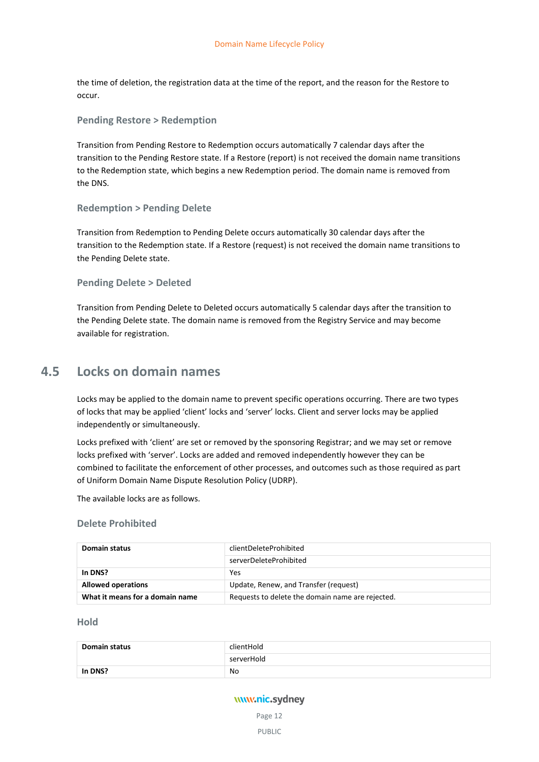the time of deletion, the registration data at the time of the report, and the reason for the Restore to occur.

### Pending Restore > Redemption

Transition from Pending Restore to Redemption occurs automatically 7 calendar days after the transition to the Pending Restore state. If a Restore (report) is not received the domain name transitions to the Redemption state, which begins a new Redemption period. The domain name is removed from the DNS.

### Redemption > Pending Delete

Transition from Redemption to Pending Delete occurs automatically 30 calendar days after the transition to the Redemption state. If a Restore (request) is not received the domain name transitions to the Pending Delete state.

### Pending Delete > Deleted

Transition from Pending Delete to Deleted occurs automatically 5 calendar days after the transition to the Pending Delete state. The domain name is removed from the Registry Service and may become available for registration.

## 4.5 Locks on domain names

Locks may be applied to the domain name to prevent specific operations occurring. There are two types of locks that may be applied 'client' locks and 'server' locks. Client and server locks may be applied independently or simultaneously.

Locks prefixed with 'client' are set or removed by the sponsoring Registrar; and we may set or remove locks prefixed with 'server'. Locks are added and removed independently however they can be combined to facilitate the enforcement of other processes, and outcomes such as those required as part of Uniform Domain Name Dispute Resolution Policy (UDRP).

The available locks are as follows.

### Delete Prohibited

| | |
|---|---|
| **Domain status** | clientDeleteProhibited |
| | serverDeleteProhibited |
| **In DNS?** | Yes |
| **Allowed operations** | Update, Renew, and Transfer (request) |
| **What it means for a domain name** | Requests to delete the domain name are rejected. |

### Hold

| | |
|---|---|
| **Domain status** | clientHold |
| | serverHold |
| **In DNS?** | No |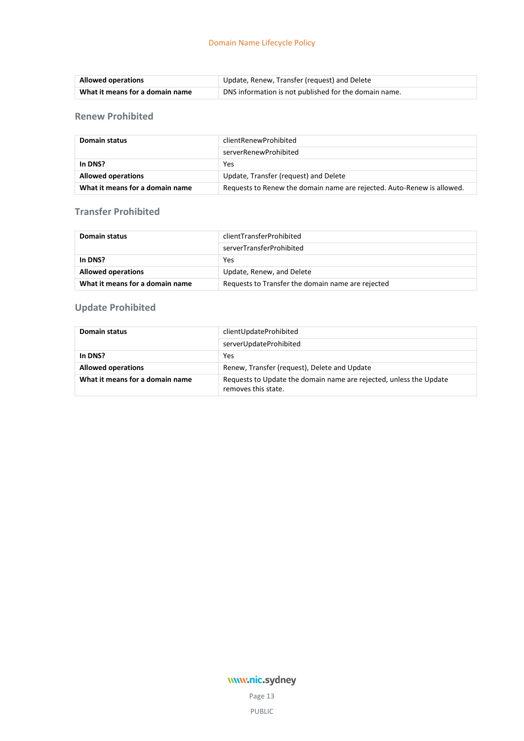| | |
|---|---|
| **Allowed operations** | Update, Renew, Transfer (request) and Delete |
| **What it means for a domain name** | DNS information is not published for the domain name. |

### Renew Prohibited

| | |
|---|---|
| **Domain status** | clientRenewProhibited |
| | serverRenewProhibited |
| **In DNS?** | Yes |
| **Allowed operations** | Update, Transfer (request) and Delete |
| **What it means for a domain name** | Requests to Renew the domain name are rejected. Auto-Renew is allowed. |

### Transfer Prohibited

| | |
|---|---|
| **Domain status** | clientTransferProhibited |
| | serverTransferProhibited |
| **In DNS?** | Yes |
| **Allowed operations** | Update, Renew, and Delete |
| **What it means for a domain name** | Requests to Transfer the domain name are rejected |

### Update Prohibited

| | |
|---|---|
| **Domain status** | clientUpdateProhibited |
| | serverUpdateProhibited |
| **In DNS?** | Yes |
| **Allowed operations** | Renew, Transfer (request), Delete and Update |
| **What it means for a domain name** | Requests to Update the domain name are rejected, unless the Update removes this state. |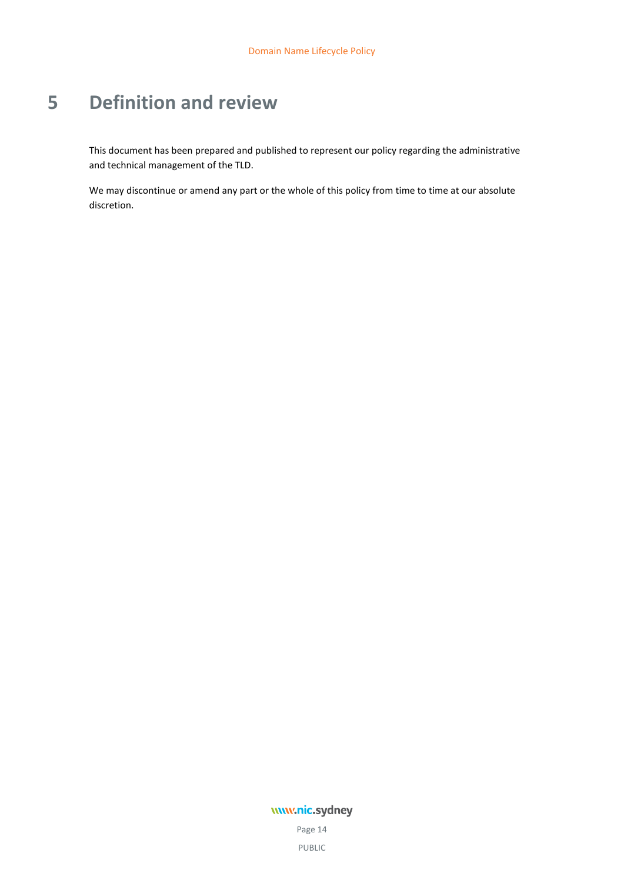# 5 Definition and review

This document has been prepared and published to represent our policy regarding the administrative and technical management of the TLD.

We may discontinue or amend any part or the whole of this policy from time to time at our absolute discretion.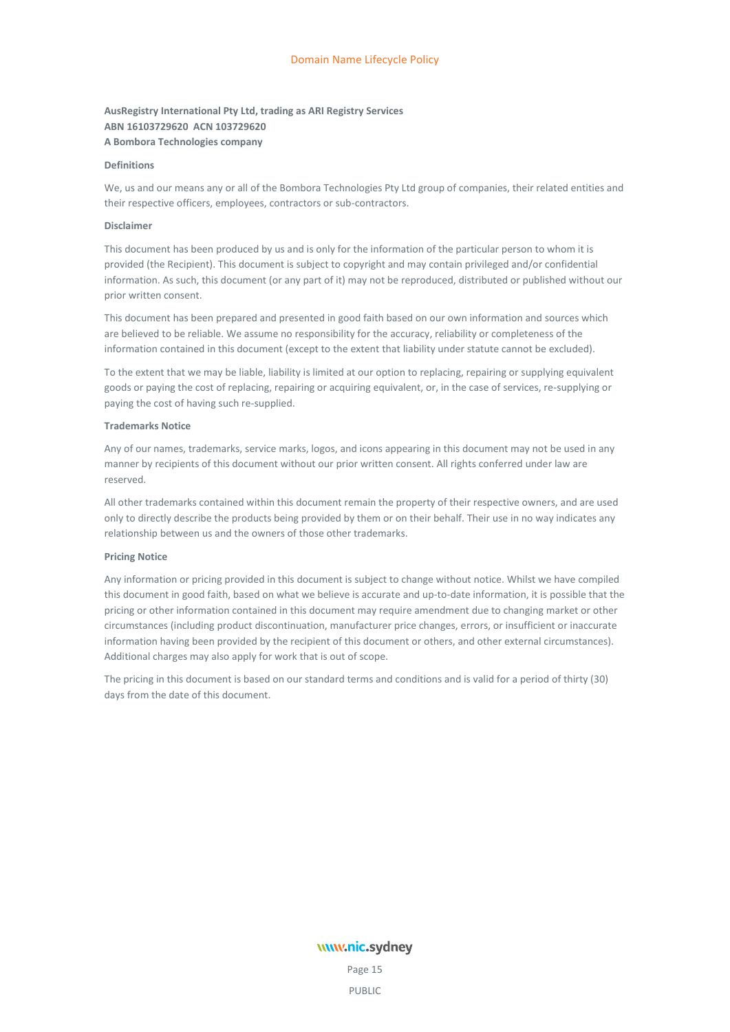**AusRegistry International Pty Ltd, trading as ARI Registry Services**
**ABN 16103729620 ACN 103729620**
**A Bombora Technologies company**

**Definitions**

We, us and our means any or all of the Bombora Technologies Pty Ltd group of companies, their related entities and their respective officers, employees, contractors or sub-contractors.

**Disclaimer**

This document has been produced by us and is only for the information of the particular person to whom it is provided (the Recipient). This document is subject to copyright and may contain privileged and/or confidential information. As such, this document (or any part of it) may not be reproduced, distributed or published without our prior written consent.

This document has been prepared and presented in good faith based on our own information and sources which are believed to be reliable. We assume no responsibility for the accuracy, reliability or completeness of the information contained in this document (except to the extent that liability under statute cannot be excluded).

To the extent that we may be liable, liability is limited at our option to replacing, repairing or supplying equivalent goods or paying the cost of replacing, repairing or acquiring equivalent, or, in the case of services, re-supplying or paying the cost of having such re-supplied.

**Trademarks Notice**

Any of our names, trademarks, service marks, logos, and icons appearing in this document may not be used in any manner by recipients of this document without our prior written consent. All rights conferred under law are reserved.

All other trademarks contained within this document remain the property of their respective owners, and are used only to directly describe the products being provided by them or on their behalf. Their use in no way indicates any relationship between us and the owners of those other trademarks.

**Pricing Notice**

Any information or pricing provided in this document is subject to change without notice. Whilst we have compiled this document in good faith, based on what we believe is accurate and up-to-date information, it is possible that the pricing or other information contained in this document may require amendment due to changing market or other circumstances (including product discontinuation, manufacturer price changes, errors, or insufficient or inaccurate information having been provided by the recipient of this document or others, and other external circumstances). Additional charges may also apply for work that is out of scope.

The pricing in this document is based on our standard terms and conditions and is valid for a period of thirty (30) days from the date of this document.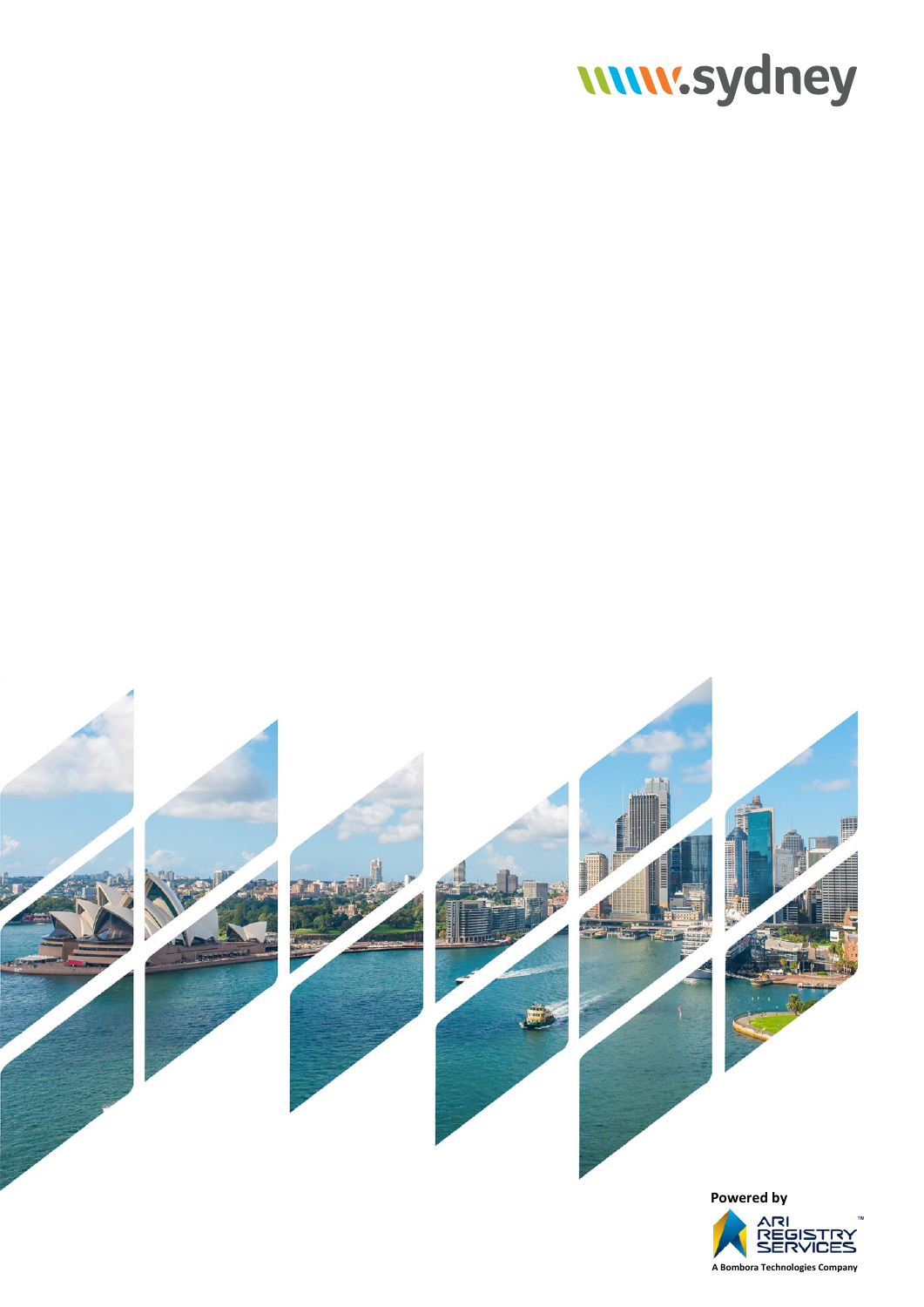.sydney

Powered by

ARI REGISTRY SERVICES

A Bombora Technologies Company